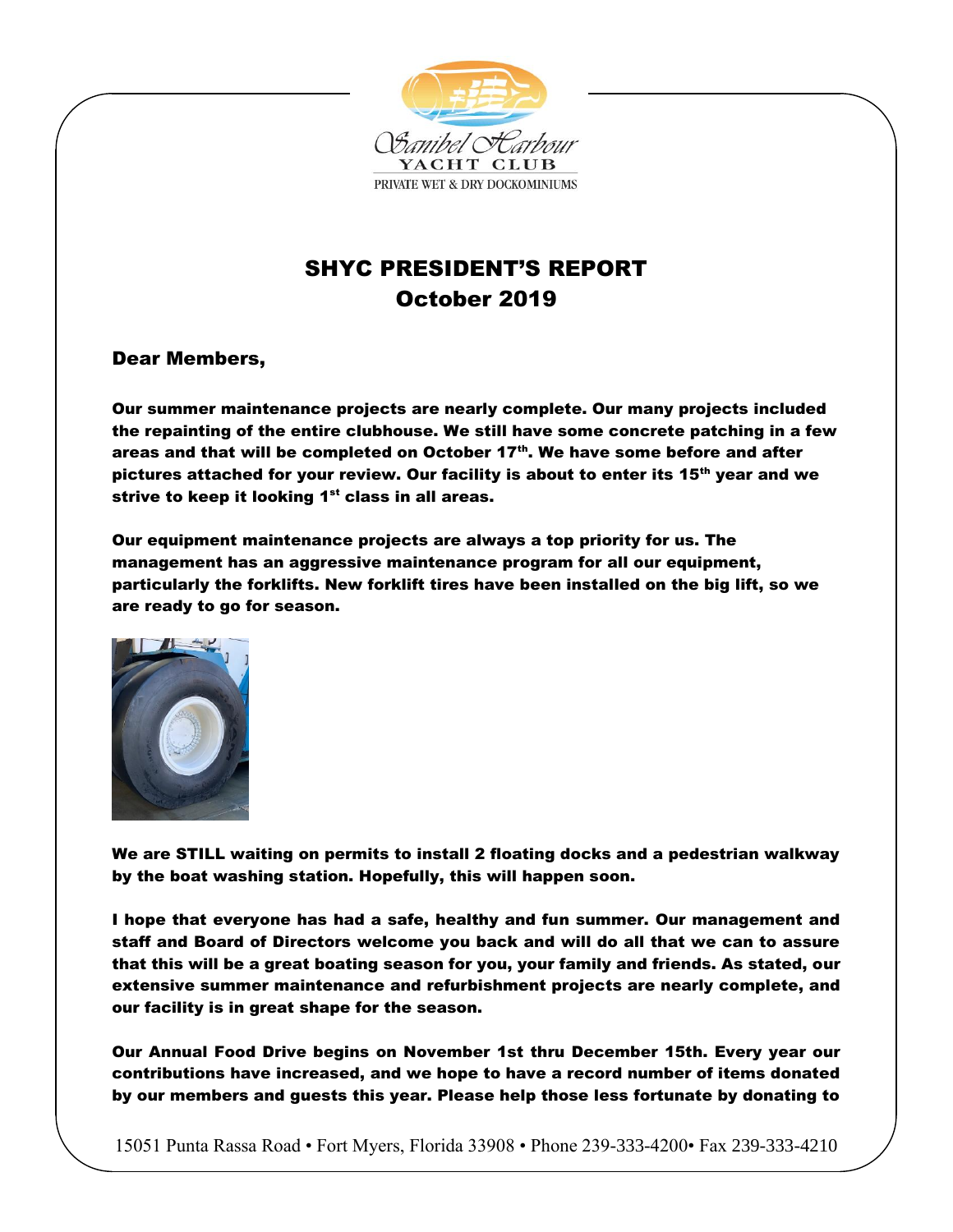Sanibel Harbour YACHT CLUB

PRIVATE WET & DRY DOCKOMINIUMS

# SHYC PRESIDENT'S REPORT
## October 2019

**Dear Members,**

**Our summer maintenance projects are nearly complete. Our many projects included the repainting of the entire clubhouse. We still have some concrete patching in a few areas and that will be completed on October 17th. We have some before and after pictures attached for your review. Our facility is about to enter its 15th year and we strive to keep it looking 1st class in all areas.**

**Our equipment maintenance projects are always a top priority for us. The management has an aggressive maintenance program for all our equipment, particularly the forklifts. New forklift tires have been installed on the big lift, so we are ready to go for season.**

**We are STILL waiting on permits to install 2 floating docks and a pedestrian walkway by the boat washing station. Hopefully, this will happen soon.**

**I hope that everyone has had a safe, healthy and fun summer. Our management and staff and Board of Directors welcome you back and will do all that we can to assure that this will be a great boating season for you, your family and friends. As stated, our extensive summer maintenance and refurbishment projects are nearly complete, and our facility is in great shape for the season.**

**Our Annual Food Drive begins on November 1st thru December 15th. Every year our contributions have increased, and we hope to have a record number of items donated by our members and guests this year. Please help those less fortunate by donating to**

15051 Punta Rassa Road • Fort Myers, Florida 33908 • Phone 239-333-4200• Fax 239-333-4210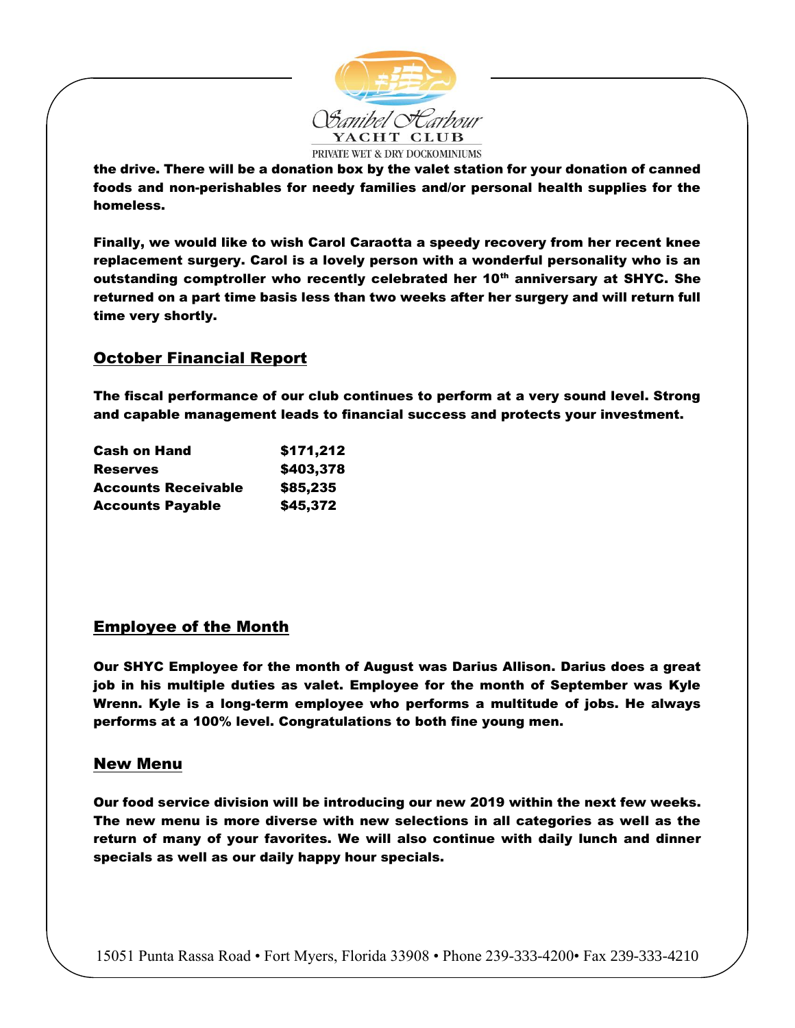the drive. There will be a donation box by the valet station for your donation of canned foods and non-perishables for needy families and/or personal health supplies for the homeless.

Finally, we would like to wish Carol Caraotta a speedy recovery from her recent knee replacement surgery. Carol is a lovely person with a wonderful personality who is an outstanding comptroller who recently celebrated her 10th anniversary at SHYC. She returned on a part time basis less than two weeks after her surgery and will return full time very shortly.

## October Financial Report

The fiscal performance of our club continues to perform at a very sound level. Strong and capable management leads to financial success and protects your investment.

| | |
|---|---|
| Cash on Hand | $171,212 |
| Reserves | $403,378 |
| Accounts Receivable | $85,235 |
| Accounts Payable | $45,372 |

## Employee of the Month

Our SHYC Employee for the month of August was Darius Allison. Darius does a great job in his multiple duties as valet. Employee for the month of September was Kyle Wrenn. Kyle is a long-term employee who performs a multitude of jobs. He always performs at a 100% level. Congratulations to both fine young men.

## New Menu

Our food service division will be introducing our new 2019 within the next few weeks. The new menu is more diverse with new selections in all categories as well as the return of many of your favorites. We will also continue with daily lunch and dinner specials as well as our daily happy hour specials.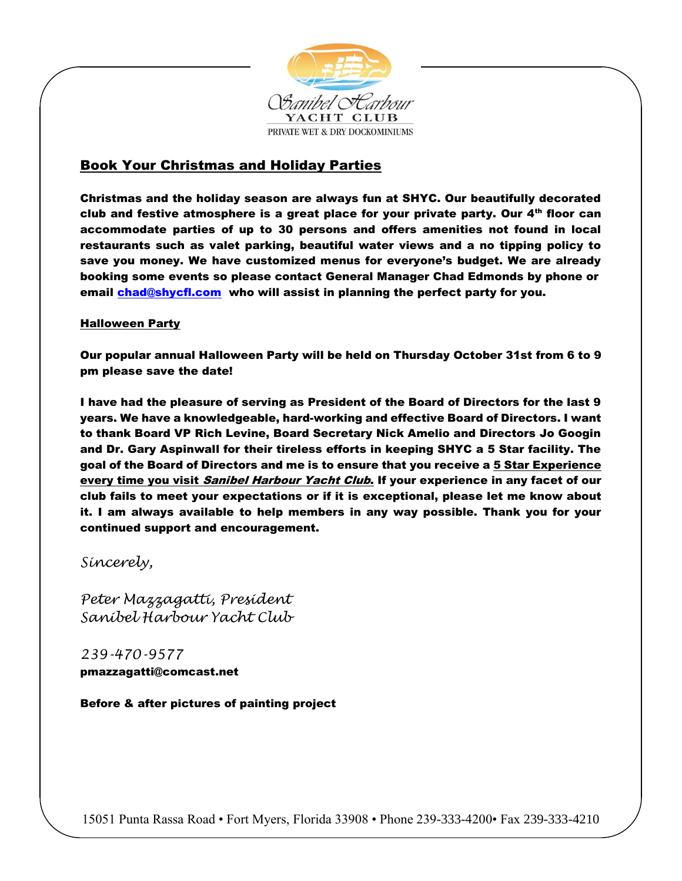## Book Your Christmas and Holiday Parties

**Christmas and the holiday season are always fun at SHYC. Our beautifully decorated club and festive atmosphere is a great place for your private party. Our 4th floor can accommodate parties of up to 30 persons and offers amenities not found in local restaurants such as valet parking, beautiful water views and a no tipping policy to save you money. We have customized menus for everyone's budget. We are already booking some events so please contact General Manager Chad Edmonds by phone or email chad@shycfl.com who will assist in planning the perfect party for you.**

### Halloween Party

**Our popular annual Halloween Party will be held on Thursday October 31st from 6 to 9 pm please save the date!**

**I have had the pleasure of serving as President of the Board of Directors for the last 9 years. We have a knowledgeable, hard-working and effective Board of Directors. I want to thank Board VP Rich Levine, Board Secretary Nick Amelio and Directors Jo Googin and Dr. Gary Aspinwall for their tireless efforts in keeping SHYC a 5 Star facility. The goal of the Board of Directors and me is to ensure that you receive a 5 Star Experience every time you visit *Sanibel Harbour Yacht Club*. If your experience in any facet of our club fails to meet your expectations or if it is exceptional, please let me know about it. I am always available to help members in any way possible. Thank you for your continued support and encouragement.**

*Sincerely,*

*Peter Mazzagatti, President*
*Sanibel Harbour Yacht Club*

*239-470-9577*
**pmazzagatti@comcast.net**

**Before & after pictures of painting project**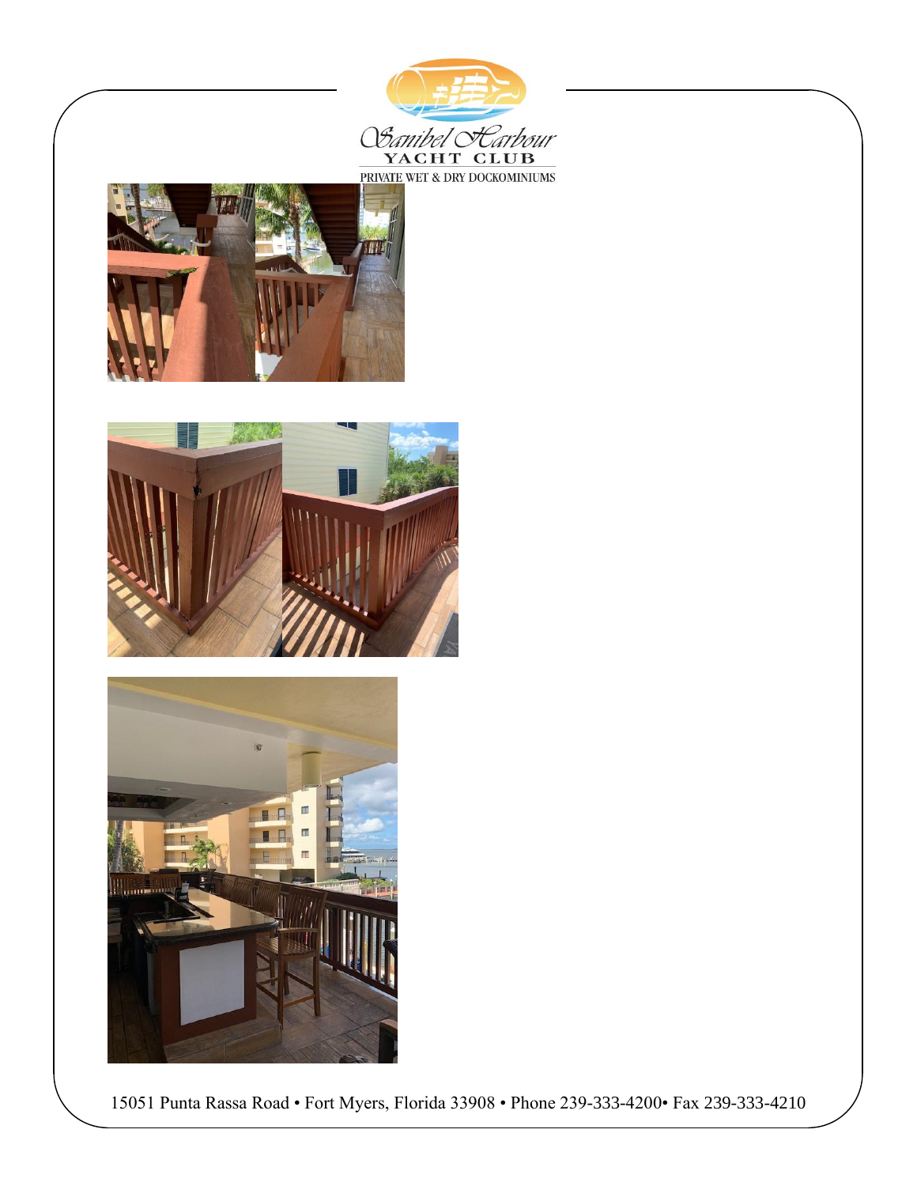15051 Punta Rassa Road • Fort Myers, Florida 33908 • Phone 239-333-4200• Fax 239-333-4210